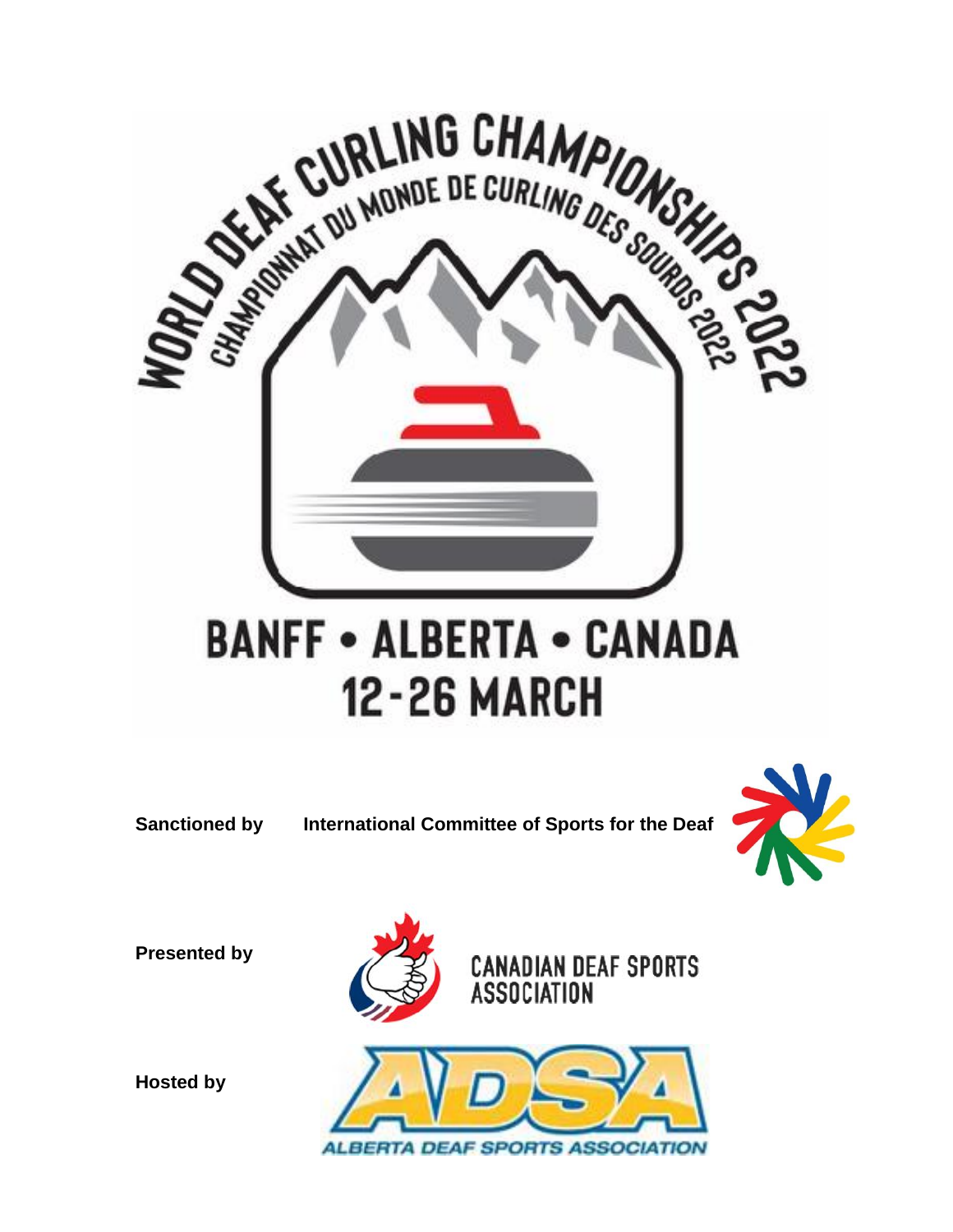# WORLD DEAF CURLING CHAMPIONSHIPS 2022

CHAMPIONNAT DU MONDE DE CURLING DES SOURDS 2022

## BANFF • ALBERTA • CANADA

## 12-26 MARCH

**Sanctioned by** **International Committee of Sports for the Deaf**

**Presented by** CANADIAN DEAF SPORTS ASSOCIATION

**Hosted by** ADSA ALBERTA DEAF SPORTS ASSOCIATION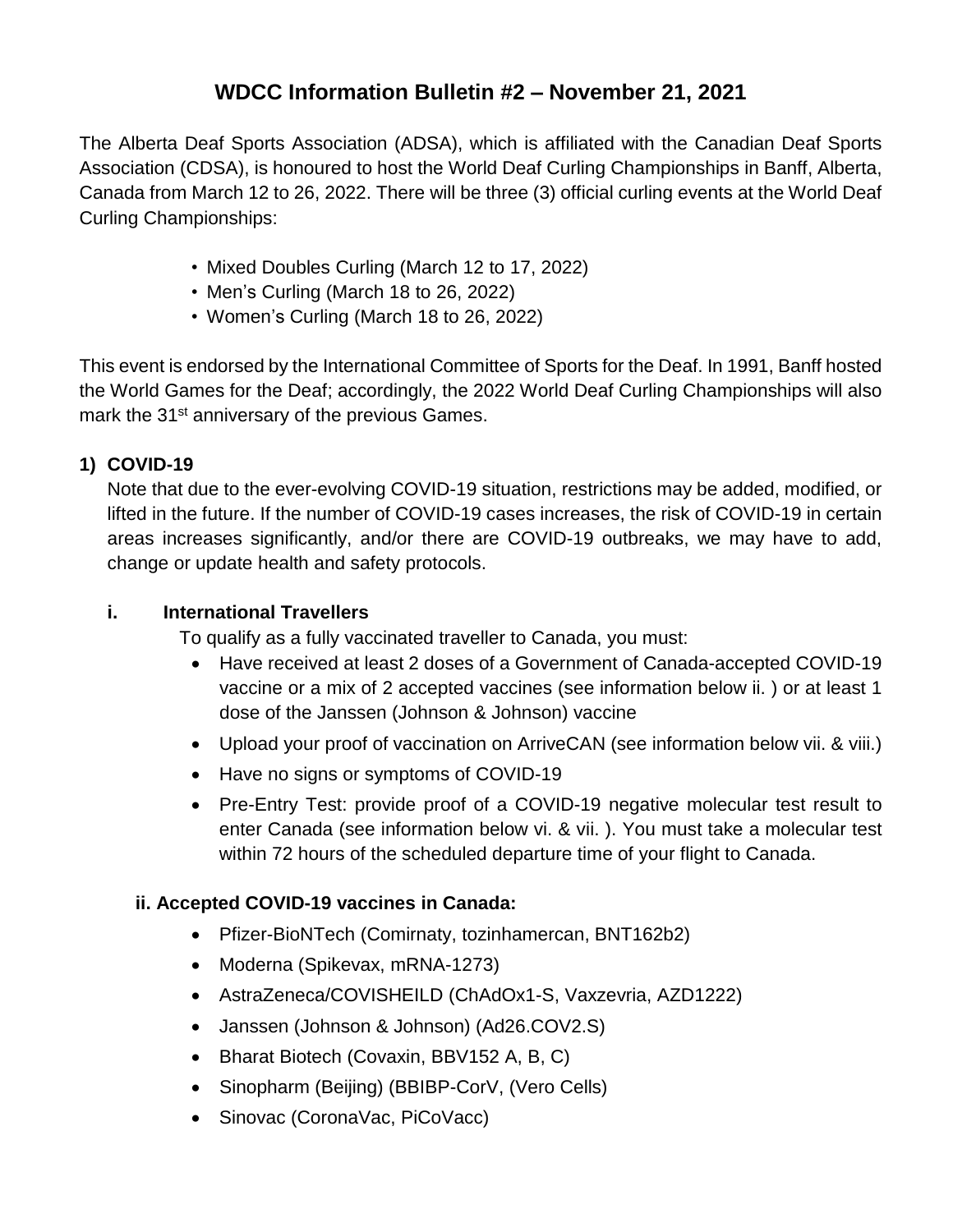# WDCC Information Bulletin #2 – November 21, 2021

The Alberta Deaf Sports Association (ADSA), which is affiliated with the Canadian Deaf Sports Association (CDSA), is honoured to host the World Deaf Curling Championships in Banff, Alberta, Canada from March 12 to 26, 2022. There will be three (3) official curling events at the World Deaf Curling Championships:

- Mixed Doubles Curling (March 12 to 17, 2022)
- Men's Curling (March 18 to 26, 2022)
- Women's Curling (March 18 to 26, 2022)

This event is endorsed by the International Committee of Sports for the Deaf. In 1991, Banff hosted the World Games for the Deaf; accordingly, the 2022 World Deaf Curling Championships will also mark the 31st anniversary of the previous Games.

## 1) COVID-19

Note that due to the ever-evolving COVID-19 situation, restrictions may be added, modified, or lifted in the future. If the number of COVID-19 cases increases, the risk of COVID-19 in certain areas increases significantly, and/or there are COVID-19 outbreaks, we may have to add, change or update health and safety protocols.

### i. International Travellers

To qualify as a fully vaccinated traveller to Canada, you must:

- Have received at least 2 doses of a Government of Canada-accepted COVID-19 vaccine or a mix of 2 accepted vaccines (see information below ii. ) or at least 1 dose of the Janssen (Johnson & Johnson) vaccine
- Upload your proof of vaccination on ArriveCAN (see information below vii. & viii.)
- Have no signs or symptoms of COVID-19
- Pre-Entry Test: provide proof of a COVID-19 negative molecular test result to enter Canada (see information below vi. & vii. ). You must take a molecular test within 72 hours of the scheduled departure time of your flight to Canada.

### ii. Accepted COVID-19 vaccines in Canada:

- Pfizer-BioNTech (Comirnaty, tozinhamercan, BNT162b2)
- Moderna (Spikevax, mRNA-1273)
- AstraZeneca/COVISHEILD (ChAdOx1-S, Vaxzevria, AZD1222)
- Janssen (Johnson & Johnson) (Ad26.COV2.S)
- Bharat Biotech (Covaxin, BBV152 A, B, C)
- Sinopharm (Beijing) (BBIBP-CorV, (Vero Cells)
- Sinovac (CoronaVac, PiCoVacc)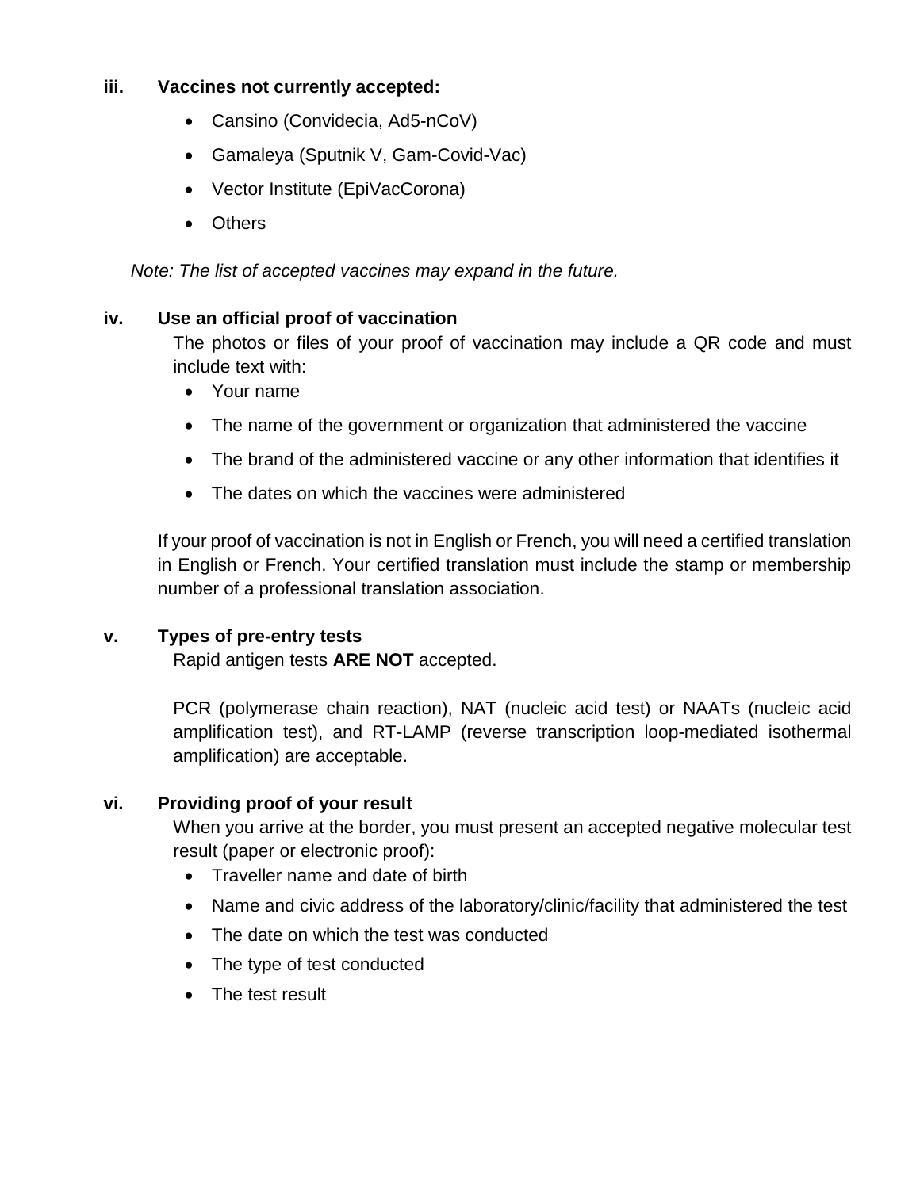**iii. Vaccines not currently accepted:**

- Cansino (Convidecia, Ad5-nCoV)
- Gamaleya (Sputnik V, Gam-Covid-Vac)
- Vector Institute (EpiVacCorona)
- Others

*Note: The list of accepted vaccines may expand in the future.*

**iv. Use an official proof of vaccination**

The photos or files of your proof of vaccination may include a QR code and must include text with:

- Your name
- The name of the government or organization that administered the vaccine
- The brand of the administered vaccine or any other information that identifies it
- The dates on which the vaccines were administered

If your proof of vaccination is not in English or French, you will need a certified translation in English or French. Your certified translation must include the stamp or membership number of a professional translation association.

**v. Types of pre-entry tests**

Rapid antigen tests **ARE NOT** accepted.

PCR (polymerase chain reaction), NAT (nucleic acid test) or NAATs (nucleic acid amplification test), and RT-LAMP (reverse transcription loop-mediated isothermal amplification) are acceptable.

**vi. Providing proof of your result**

When you arrive at the border, you must present an accepted negative molecular test result (paper or electronic proof):

- Traveller name and date of birth
- Name and civic address of the laboratory/clinic/facility that administered the test
- The date on which the test was conducted
- The type of test conducted
- The test result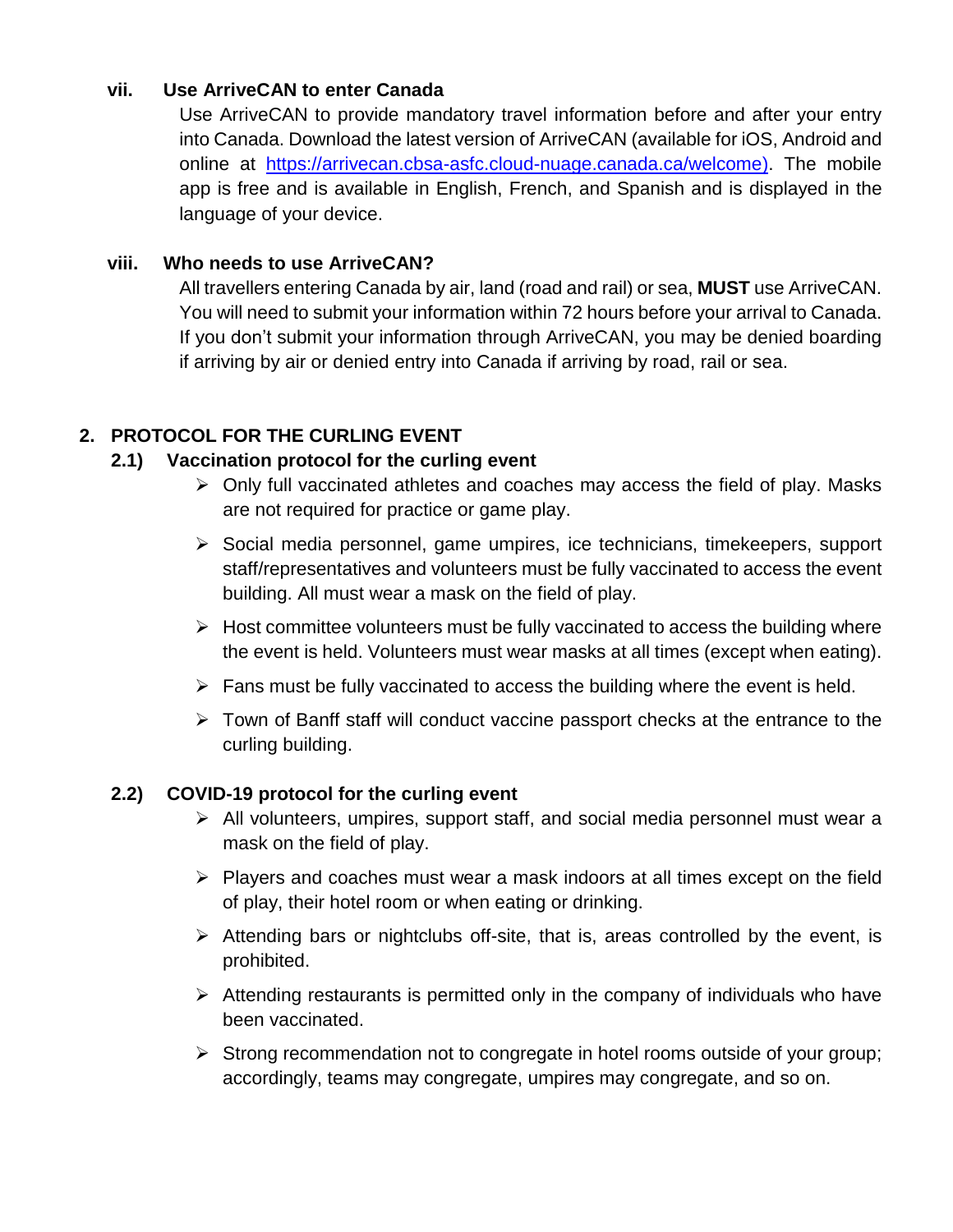### vii. Use ArriveCAN to enter Canada

Use ArriveCAN to provide mandatory travel information before and after your entry into Canada. Download the latest version of ArriveCAN (available for iOS, Android and online at https://arrivecan.cbsa-asfc.cloud-nuage.canada.ca/welcome). The mobile app is free and is available in English, French, and Spanish and is displayed in the language of your device.

### viii. Who needs to use ArriveCAN?

All travellers entering Canada by air, land (road and rail) or sea, **MUST** use ArriveCAN. You will need to submit your information within 72 hours before your arrival to Canada. If you don't submit your information through ArriveCAN, you may be denied boarding if arriving by air or denied entry into Canada if arriving by road, rail or sea.

## 2. PROTOCOL FOR THE CURLING EVENT

### 2.1) Vaccination protocol for the curling event

- Only full vaccinated athletes and coaches may access the field of play. Masks are not required for practice or game play.
- Social media personnel, game umpires, ice technicians, timekeepers, support staff/representatives and volunteers must be fully vaccinated to access the event building. All must wear a mask on the field of play.
- Host committee volunteers must be fully vaccinated to access the building where the event is held. Volunteers must wear masks at all times (except when eating).
- Fans must be fully vaccinated to access the building where the event is held.
- Town of Banff staff will conduct vaccine passport checks at the entrance to the curling building.

### 2.2) COVID-19 protocol for the curling event

- All volunteers, umpires, support staff, and social media personnel must wear a mask on the field of play.
- Players and coaches must wear a mask indoors at all times except on the field of play, their hotel room or when eating or drinking.
- Attending bars or nightclubs off-site, that is, areas controlled by the event, is prohibited.
- Attending restaurants is permitted only in the company of individuals who have been vaccinated.
- Strong recommendation not to congregate in hotel rooms outside of your group; accordingly, teams may congregate, umpires may congregate, and so on.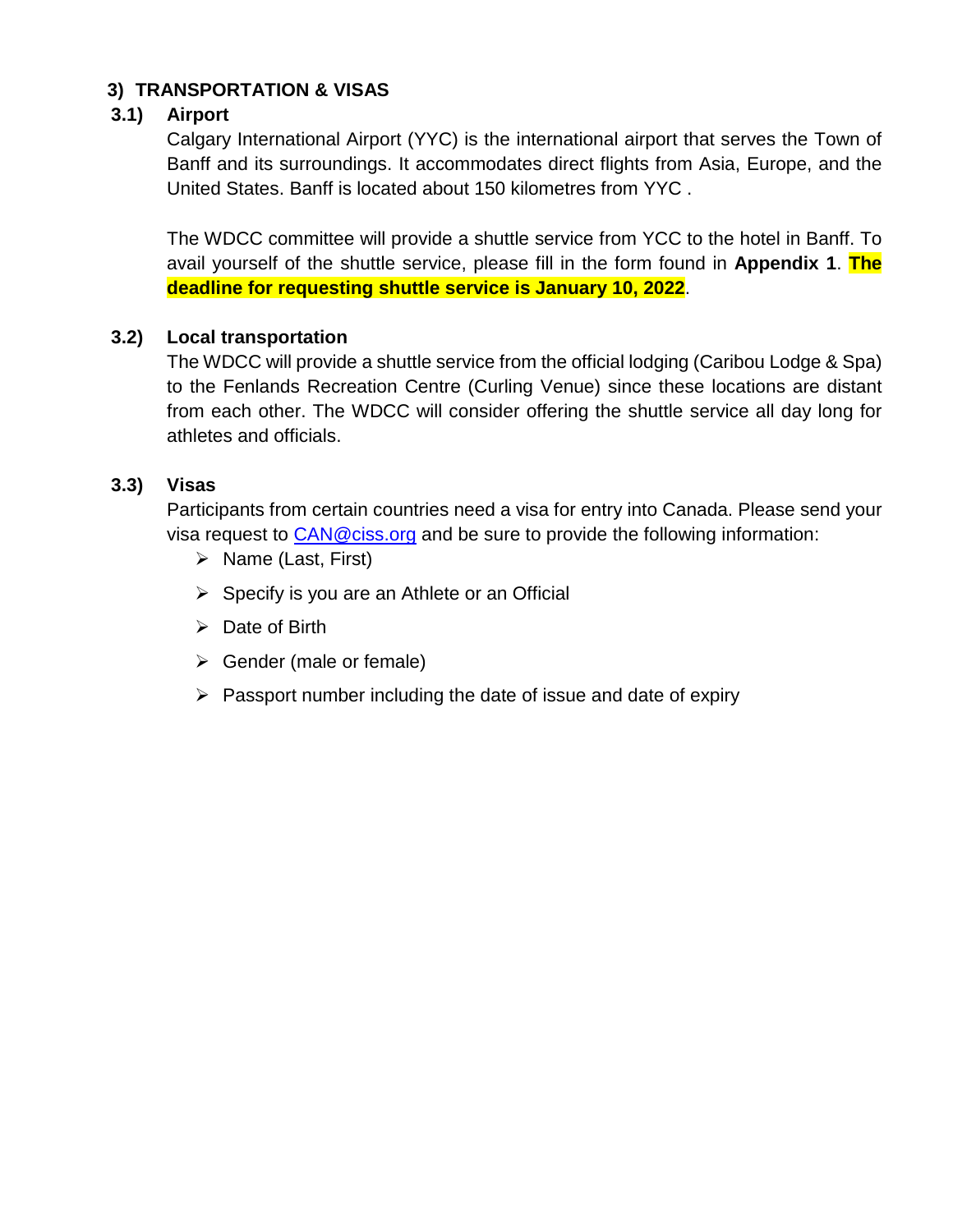## 3) TRANSPORTATION & VISAS

### 3.1) Airport

Calgary International Airport (YYC) is the international airport that serves the Town of Banff and its surroundings. It accommodates direct flights from Asia, Europe, and the United States. Banff is located about 150 kilometres from YYC .

The WDCC committee will provide a shuttle service from YCC to the hotel in Banff. To avail yourself of the shuttle service, please fill in the form found in **Appendix 1**. **The deadline for requesting shuttle service is January 10, 2022**.

### 3.2) Local transportation

The WDCC will provide a shuttle service from the official lodging (Caribou Lodge & Spa) to the Fenlands Recreation Centre (Curling Venue) since these locations are distant from each other. The WDCC will consider offering the shuttle service all day long for athletes and officials.

### 3.3) Visas

Participants from certain countries need a visa for entry into Canada. Please send your visa request to CAN@ciss.org and be sure to provide the following information:

- Name (Last, First)
- Specify is you are an Athlete or an Official
- Date of Birth
- Gender (male or female)
- Passport number including the date of issue and date of expiry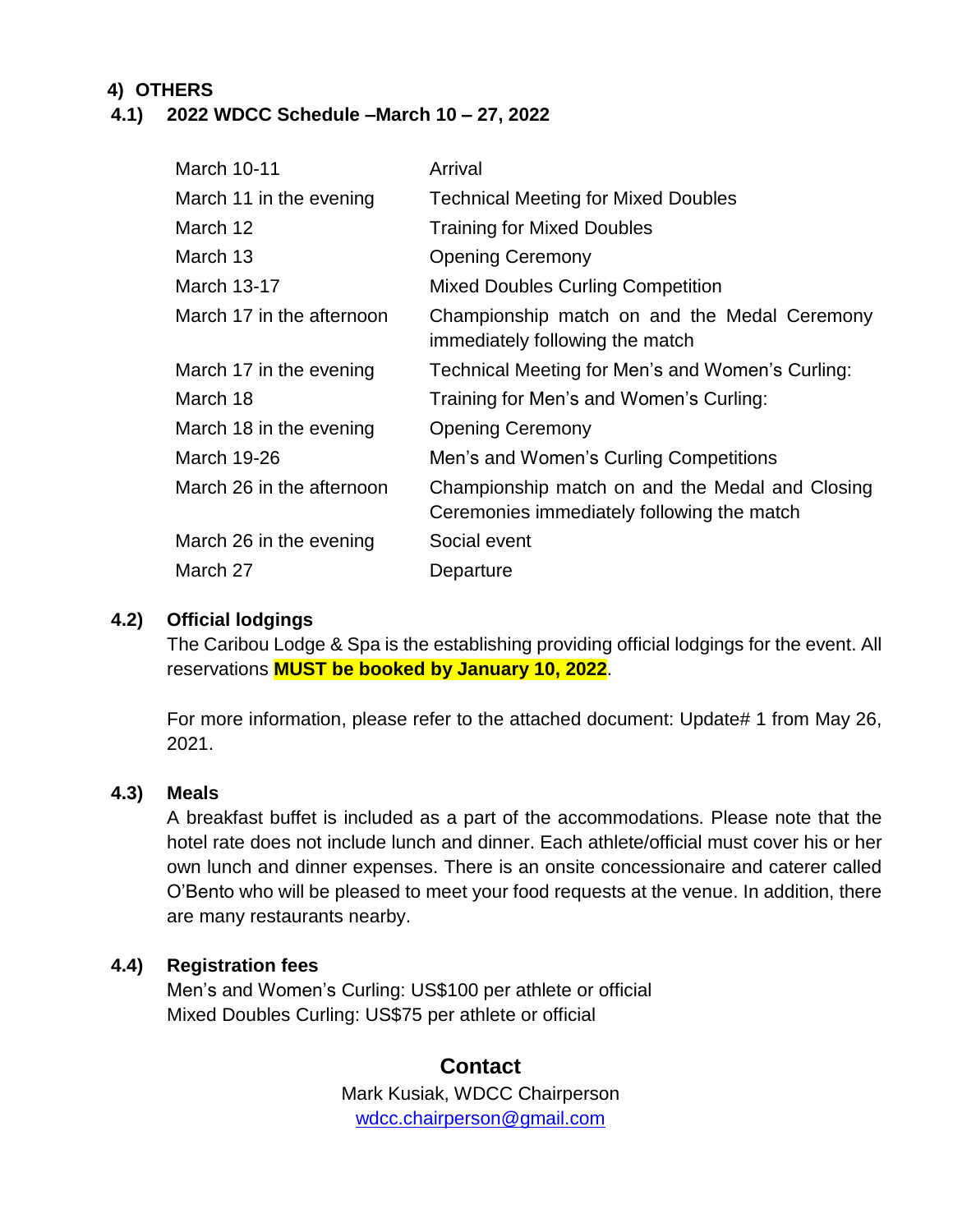## 4) OTHERS

### 4.1) 2022 WDCC Schedule –March 10 – 27, 2022

| | |
|---|---|
| March 10-11 | Arrival |
| March 11 in the evening | Technical Meeting for Mixed Doubles |
| March 12 | Training for Mixed Doubles |
| March 13 | Opening Ceremony |
| March 13-17 | Mixed Doubles Curling Competition |
| March 17 in the afternoon | Championship match on and the Medal Ceremony immediately following the match |
| March 17 in the evening | Technical Meeting for Men's and Women's Curling: |
| March 18 | Training for Men's and Women's Curling: |
| March 18 in the evening | Opening Ceremony |
| March 19-26 | Men's and Women's Curling Competitions |
| March 26 in the afternoon | Championship match on and the Medal and Closing Ceremonies immediately following the match |
| March 26 in the evening | Social event |
| March 27 | Departure |

### 4.2) Official lodgings

The Caribou Lodge & Spa is the establishing providing official lodgings for the event. All reservations **MUST be booked by January 10, 2022**.

For more information, please refer to the attached document: Update# 1 from May 26, 2021.

### 4.3) Meals

A breakfast buffet is included as a part of the accommodations. Please note that the hotel rate does not include lunch and dinner. Each athlete/official must cover his or her own lunch and dinner expenses. There is an onsite concessionaire and caterer called O'Bento who will be pleased to meet your food requests at the venue. In addition, there are many restaurants nearby.

### 4.4) Registration fees

Men's and Women's Curling: US$100 per athlete or official
Mixed Doubles Curling: US$75 per athlete or official

## Contact

Mark Kusiak, WDCC Chairperson
wdcc.chairperson@gmail.com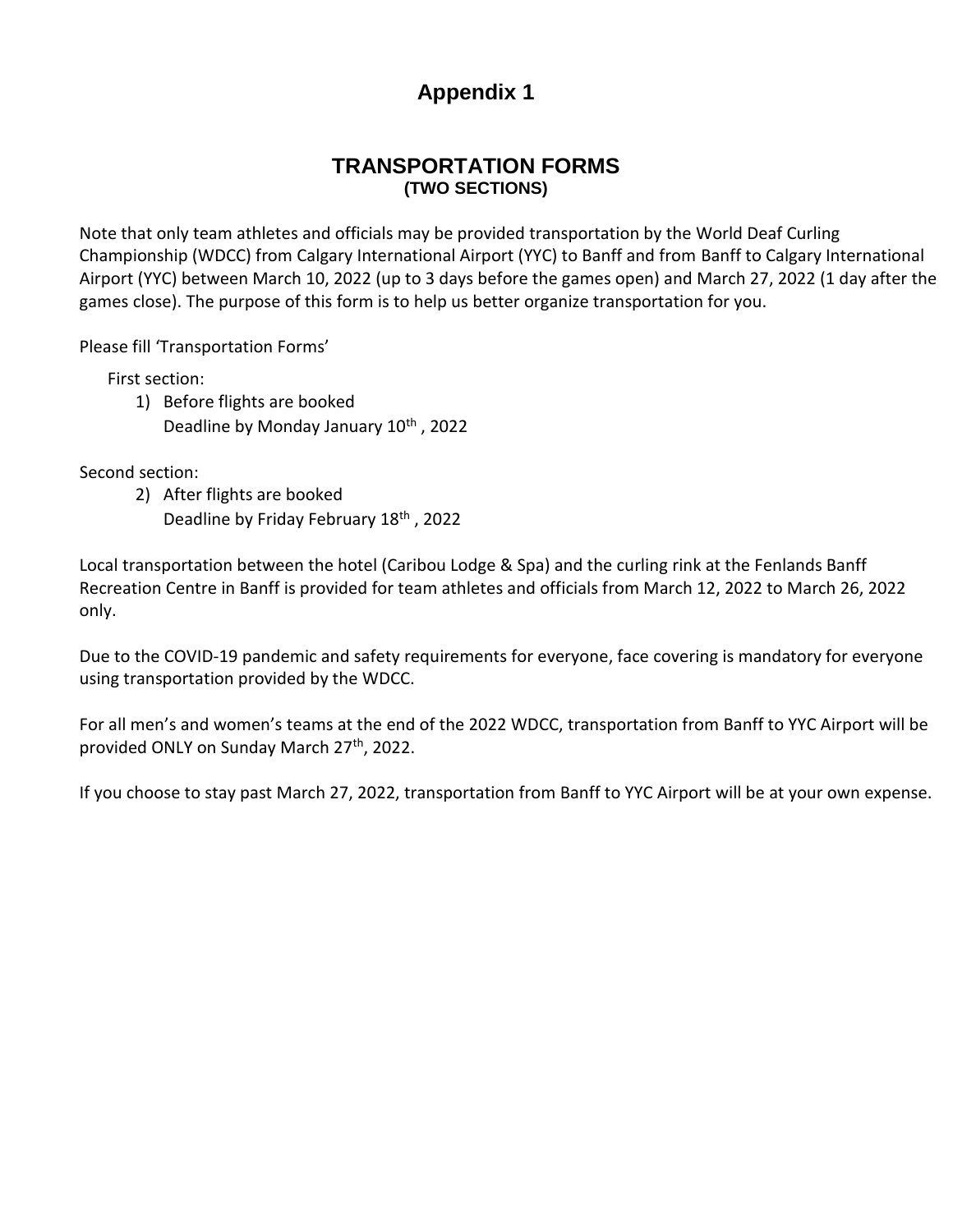# Appendix 1

## TRANSPORTATION FORMS
### (TWO SECTIONS)

Note that only team athletes and officials may be provided transportation by the World Deaf Curling Championship (WDCC) from Calgary International Airport (YYC) to Banff and from Banff to Calgary International Airport (YYC) between March 10, 2022 (up to 3 days before the games open) and March 27, 2022 (1 day after the games close). The purpose of this form is to help us better organize transportation for you.

Please fill 'Transportation Forms'

First section:

1) Before flights are booked
   Deadline by Monday January 10th , 2022

Second section:

2) After flights are booked
   Deadline by Friday February 18th , 2022

Local transportation between the hotel (Caribou Lodge & Spa) and the curling rink at the Fenlands Banff Recreation Centre in Banff is provided for team athletes and officials from March 12, 2022 to March 26, 2022 only.

Due to the COVID-19 pandemic and safety requirements for everyone, face covering is mandatory for everyone using transportation provided by the WDCC.

For all men's and women's teams at the end of the 2022 WDCC, transportation from Banff to YYC Airport will be provided ONLY on Sunday March 27th, 2022.

If you choose to stay past March 27, 2022, transportation from Banff to YYC Airport will be at your own expense.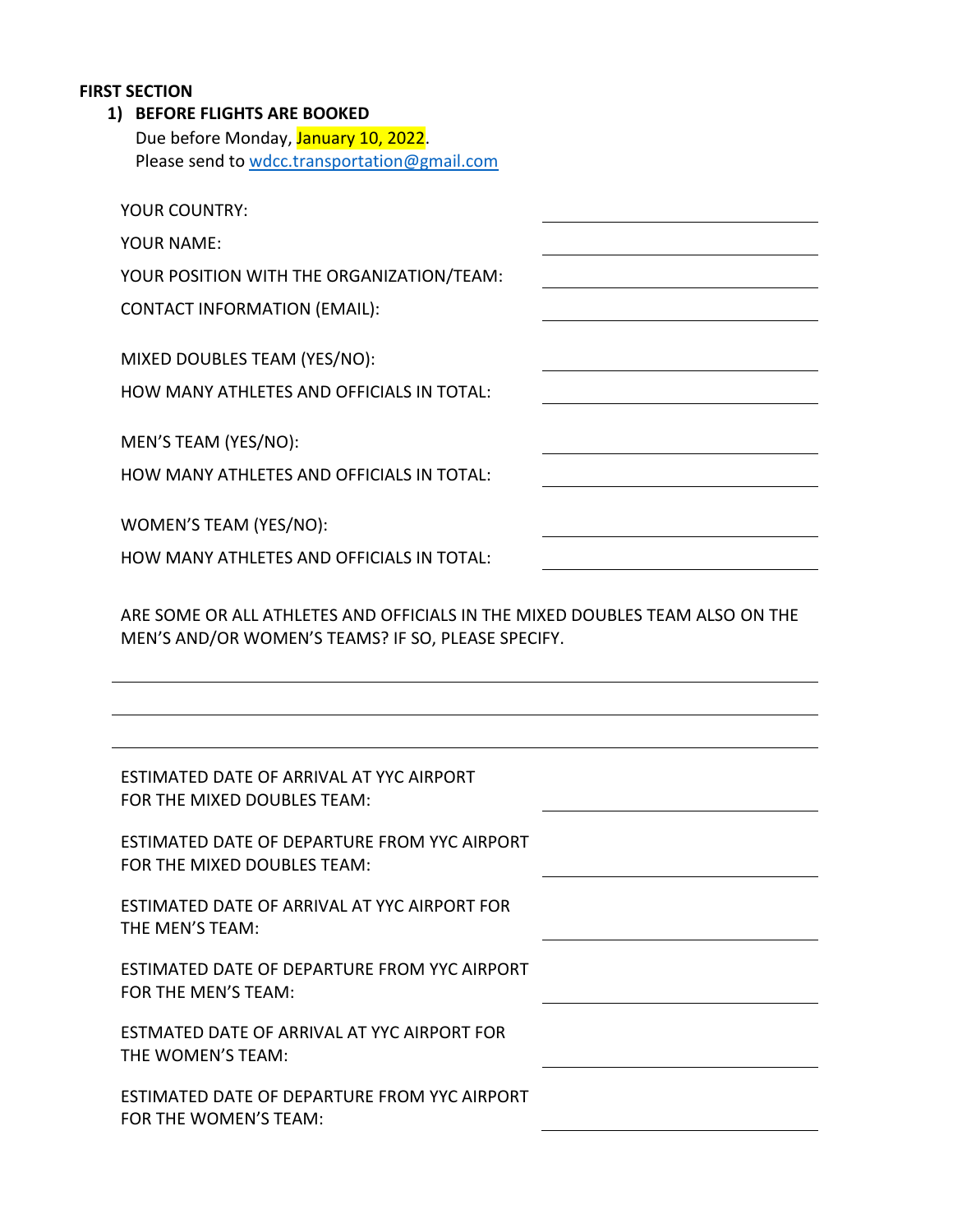**FIRST SECTION**

1) **BEFORE FLIGHTS ARE BOOKED**
   Due before Monday, January 10, 2022.
   Please send to wdcc.transportation@gmail.com

YOUR COUNTRY: ______________________

YOUR NAME: ______________________

YOUR POSITION WITH THE ORGANIZATION/TEAM: ______________________

CONTACT INFORMATION (EMAIL): ______________________

MIXED DOUBLES TEAM (YES/NO): ______________________

HOW MANY ATHLETES AND OFFICIALS IN TOTAL: ______________________

MEN'S TEAM (YES/NO): ______________________

HOW MANY ATHLETES AND OFFICIALS IN TOTAL: ______________________

WOMEN'S TEAM (YES/NO): ______________________

HOW MANY ATHLETES AND OFFICIALS IN TOTAL: ______________________

ARE SOME OR ALL ATHLETES AND OFFICIALS IN THE MIXED DOUBLES TEAM ALSO ON THE MEN'S AND/OR WOMEN'S TEAMS? IF SO, PLEASE SPECIFY.

______________________________________________

______________________________________________

______________________________________________

ESTIMATED DATE OF ARRIVAL AT YYC AIRPORT FOR THE MIXED DOUBLES TEAM: ______________________

ESTIMATED DATE OF DEPARTURE FROM YYC AIRPORT FOR THE MIXED DOUBLES TEAM: ______________________

ESTIMATED DATE OF ARRIVAL AT YYC AIRPORT FOR THE MEN'S TEAM: ______________________

ESTIMATED DATE OF DEPARTURE FROM YYC AIRPORT FOR THE MEN'S TEAM: ______________________

ESTMATED DATE OF ARRIVAL AT YYC AIRPORT FOR THE WOMEN'S TEAM: ______________________

ESTIMATED DATE OF DEPARTURE FROM YYC AIRPORT FOR THE WOMEN'S TEAM: ______________________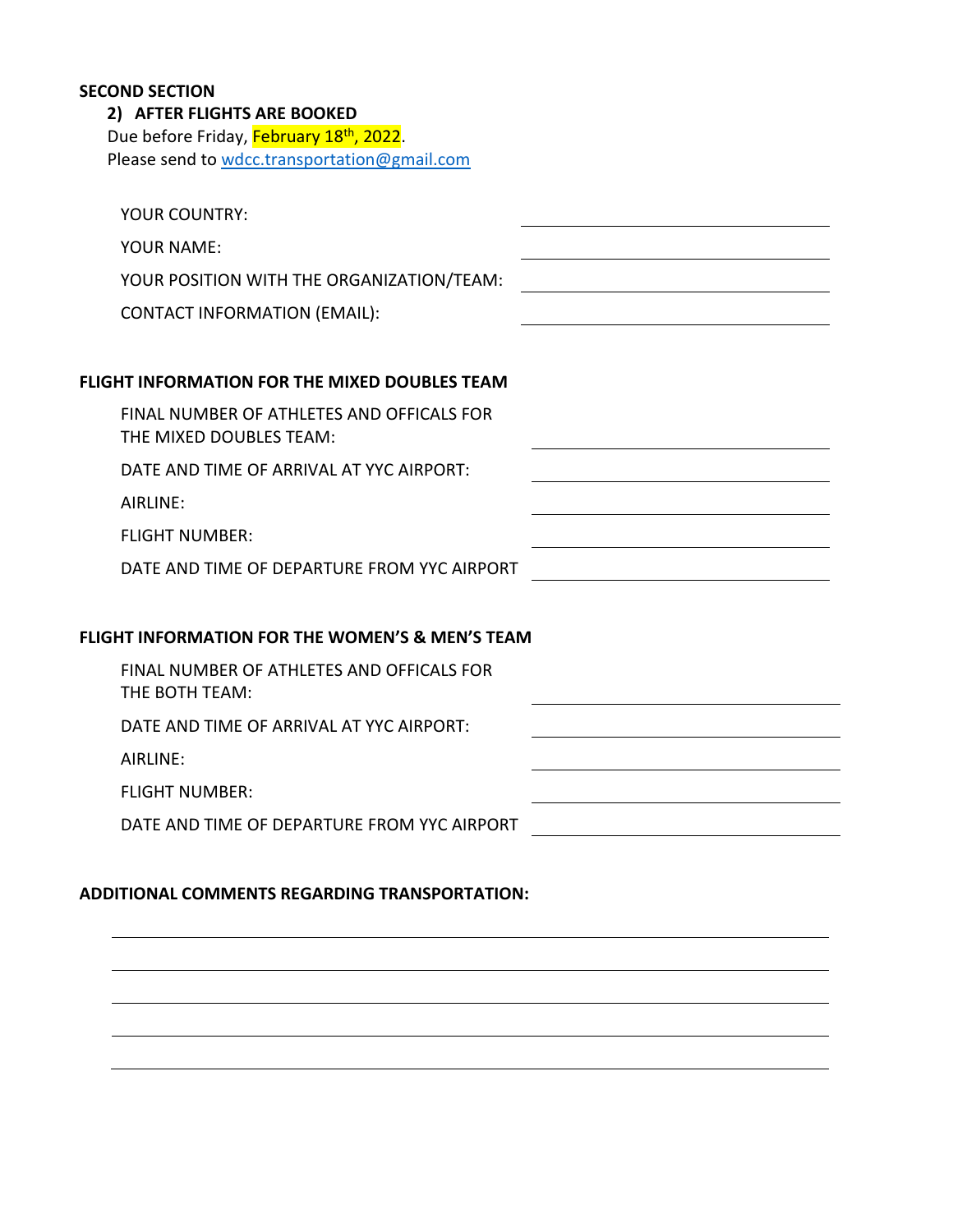**SECOND SECTION**

**2) AFTER FLIGHTS ARE BOOKED**

Due before Friday, February 18th, 2022.

Please send to wdcc.transportation@gmail.com

YOUR COUNTRY: ______________________________

YOUR NAME: ______________________________

YOUR POSITION WITH THE ORGANIZATION/TEAM: ______________________________

CONTACT INFORMATION (EMAIL): ______________________________

**FLIGHT INFORMATION FOR THE MIXED DOUBLES TEAM**

FINAL NUMBER OF ATHLETES AND OFFICALS FOR THE MIXED DOUBLES TEAM: ______________________________

DATE AND TIME OF ARRIVAL AT YYC AIRPORT: ______________________________

AIRLINE: ______________________________

FLIGHT NUMBER: ______________________________

DATE AND TIME OF DEPARTURE FROM YYC AIRPORT ______________________________

**FLIGHT INFORMATION FOR THE WOMEN'S & MEN'S TEAM**

FINAL NUMBER OF ATHLETES AND OFFICALS FOR THE BOTH TEAM: ______________________________

DATE AND TIME OF ARRIVAL AT YYC AIRPORT: ______________________________

AIRLINE: ______________________________

FLIGHT NUMBER: ______________________________

DATE AND TIME OF DEPARTURE FROM YYC AIRPORT ______________________________

**ADDITIONAL COMMENTS REGARDING TRANSPORTATION:**

______________________________

______________________________

______________________________

______________________________

______________________________